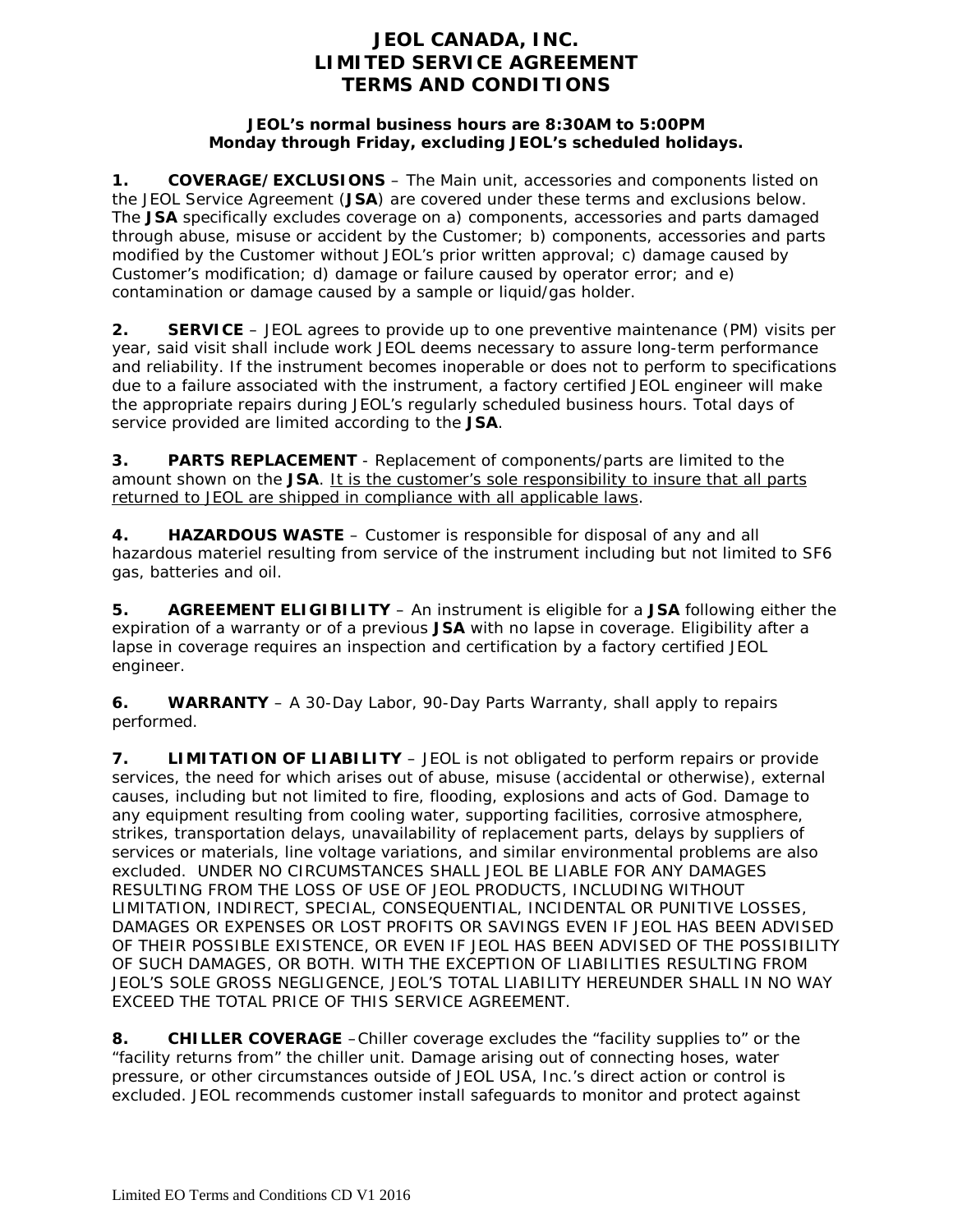# JEOL CANADA, INC.
# LIMITED SERVICE AGREEMENT
# TERMS AND CONDITIONS

**JEOL's normal business hours are 8:30AM to 5:00PM Monday through Friday, excluding JEOL's scheduled holidays.**

**1. COVERAGE/EXCLUSIONS** – The Main unit, accessories and components listed on the JEOL Service Agreement (**JSA**) are covered under these terms and exclusions below. The **JSA** specifically excludes coverage on a) components, accessories and parts damaged through abuse, misuse or accident by the Customer; b) components, accessories and parts modified by the Customer without JEOL's prior written approval; c) damage caused by Customer's modification; d) damage or failure caused by operator error; and e) contamination or damage caused by a sample or liquid/gas holder.

**2. SERVICE** – JEOL agrees to provide up to one preventive maintenance (PM) visits per year, said visit shall include work JEOL deems necessary to assure long-term performance and reliability. If the instrument becomes inoperable or does not to perform to specifications due to a failure associated with the instrument, a factory certified JEOL engineer will make the appropriate repairs during JEOL's regularly scheduled business hours. Total days of service provided are limited according to the **JSA**.

**3. PARTS REPLACEMENT** - Replacement of components/parts are limited to the amount shown on the **JSA**. <u>It is the customer's sole responsibility to insure that all parts returned to JEOL are shipped in compliance with all applicable laws</u>.

**4. HAZARDOUS WASTE** – Customer is responsible for disposal of any and all hazardous materiel resulting from service of the instrument including but not limited to SF6 gas, batteries and oil.

**5. AGREEMENT ELIGIBILITY** – An instrument is eligible for a **JSA** following either the expiration of a warranty or of a previous **JSA** with no lapse in coverage. Eligibility after a lapse in coverage requires an inspection and certification by a factory certified JEOL engineer.

**6. WARRANTY** – A 30-Day Labor, 90-Day Parts Warranty, shall apply to repairs performed.

**7. LIMITATION OF LIABILITY** – JEOL is not obligated to perform repairs or provide services, the need for which arises out of abuse, misuse (accidental or otherwise), external causes, including but not limited to fire, flooding, explosions and acts of God. Damage to any equipment resulting from cooling water, supporting facilities, corrosive atmosphere, strikes, transportation delays, unavailability of replacement parts, delays by suppliers of services or materials, line voltage variations, and similar environmental problems are also excluded. UNDER NO CIRCUMSTANCES SHALL JEOL BE LIABLE FOR ANY DAMAGES RESULTING FROM THE LOSS OF USE OF JEOL PRODUCTS, INCLUDING WITHOUT LIMITATION, INDIRECT, SPECIAL, CONSEQUENTIAL, INCIDENTAL OR PUNITIVE LOSSES, DAMAGES OR EXPENSES OR LOST PROFITS OR SAVINGS EVEN IF JEOL HAS BEEN ADVISED OF THEIR POSSIBLE EXISTENCE, OR EVEN IF JEOL HAS BEEN ADVISED OF THE POSSIBILITY OF SUCH DAMAGES, OR BOTH. WITH THE EXCEPTION OF LIABILITIES RESULTING FROM JEOL'S SOLE GROSS NEGLIGENCE, JEOL'S TOTAL LIABILITY HEREUNDER SHALL IN NO WAY EXCEED THE TOTAL PRICE OF THIS SERVICE AGREEMENT.

**8. CHILLER COVERAGE** –Chiller coverage excludes the "facility supplies to" or the "facility returns from" the chiller unit. Damage arising out of connecting hoses, water pressure, or other circumstances outside of JEOL USA, Inc.'s direct action or control is excluded. JEOL recommends customer install safeguards to monitor and protect against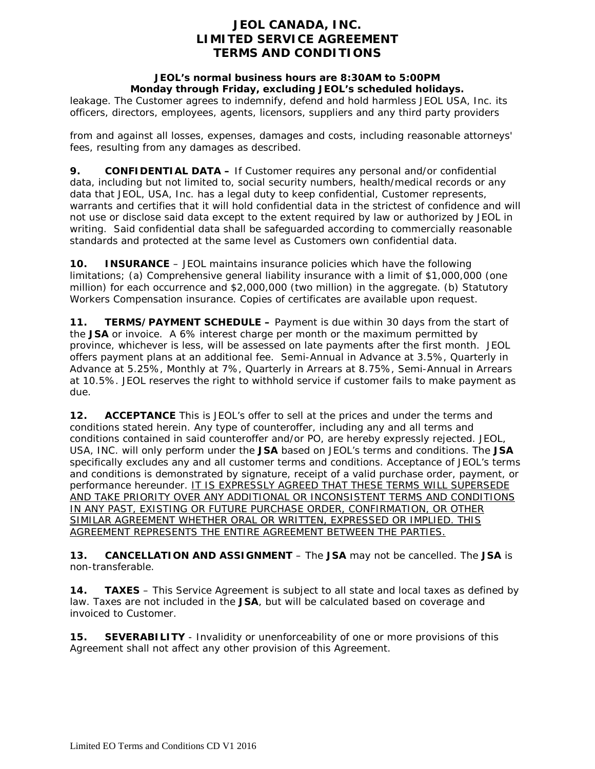leakage. The Customer agrees to indemnify, defend and hold harmless JEOL USA, Inc. its officers, directors, employees, agents, licensors, suppliers and any third party providers

from and against all losses, expenses, damages and costs, including reasonable attorneys' fees, resulting from any damages as described.

**9. CONFIDENTIAL DATA –** If Customer requires any personal and/or confidential data, including but not limited to, social security numbers, health/medical records or any data that JEOL, USA, Inc. has a legal duty to keep confidential, Customer represents, warrants and certifies that it will hold confidential data in the strictest of confidence and will not use or disclose said data except to the extent required by law or authorized by JEOL in writing. Said confidential data shall be safeguarded according to commercially reasonable standards and protected at the same level as Customers own confidential data.

**10. INSURANCE** – JEOL maintains insurance policies which have the following limitations; (a) Comprehensive general liability insurance with a limit of $1,000,000 (one million) for each occurrence and $2,000,000 (two million) in the aggregate. (b) Statutory Workers Compensation insurance. Copies of certificates are available upon request.

**11. TERMS/PAYMENT SCHEDULE –** Payment is due within 30 days from the start of the **JSA** or invoice. A 6% interest charge per month or the maximum permitted by province, whichever is less, will be assessed on late payments after the first month. JEOL offers payment plans at an additional fee. Semi-Annual in Advance at 3.5%, Quarterly in Advance at 5.25%, Monthly at 7%, Quarterly in Arrears at 8.75%, Semi-Annual in Arrears at 10.5%. JEOL reserves the right to withhold service if customer fails to make payment as due.

**12. ACCEPTANCE** This is JEOL's offer to sell at the prices and under the terms and conditions stated herein. Any type of counteroffer, including any and all terms and conditions contained in said counteroffer and/or PO, are hereby expressly rejected. JEOL, USA, INC. will only perform under the **JSA** based on JEOL's terms and conditions. The **JSA** specifically excludes any and all customer terms and conditions. Acceptance of JEOL's terms and conditions is demonstrated by signature, receipt of a valid purchase order, payment, or performance hereunder. <u>IT IS EXPRESSLY AGREED THAT THESE TERMS WILL SUPERSEDE AND TAKE PRIORITY OVER ANY ADDITIONAL OR INCONSISTENT TERMS AND CONDITIONS IN ANY PAST, EXISTING OR FUTURE PURCHASE ORDER, CONFIRMATION, OR OTHER SIMILAR AGREEMENT WHETHER ORAL OR WRITTEN, EXPRESSED OR IMPLIED. THIS AGREEMENT REPRESENTS THE ENTIRE AGREEMENT BETWEEN THE PARTIES.</u>

**13. CANCELLATION AND ASSIGNMENT** – The **JSA** may not be cancelled. The **JSA** is non-transferable.

**14. TAXES** – This Service Agreement is subject to all state and local taxes as defined by law. Taxes are not included in the **JSA**, but will be calculated based on coverage and invoiced to Customer.

**15. SEVERABILITY** - Invalidity or unenforceability of one or more provisions of this Agreement shall not affect any other provision of this Agreement.